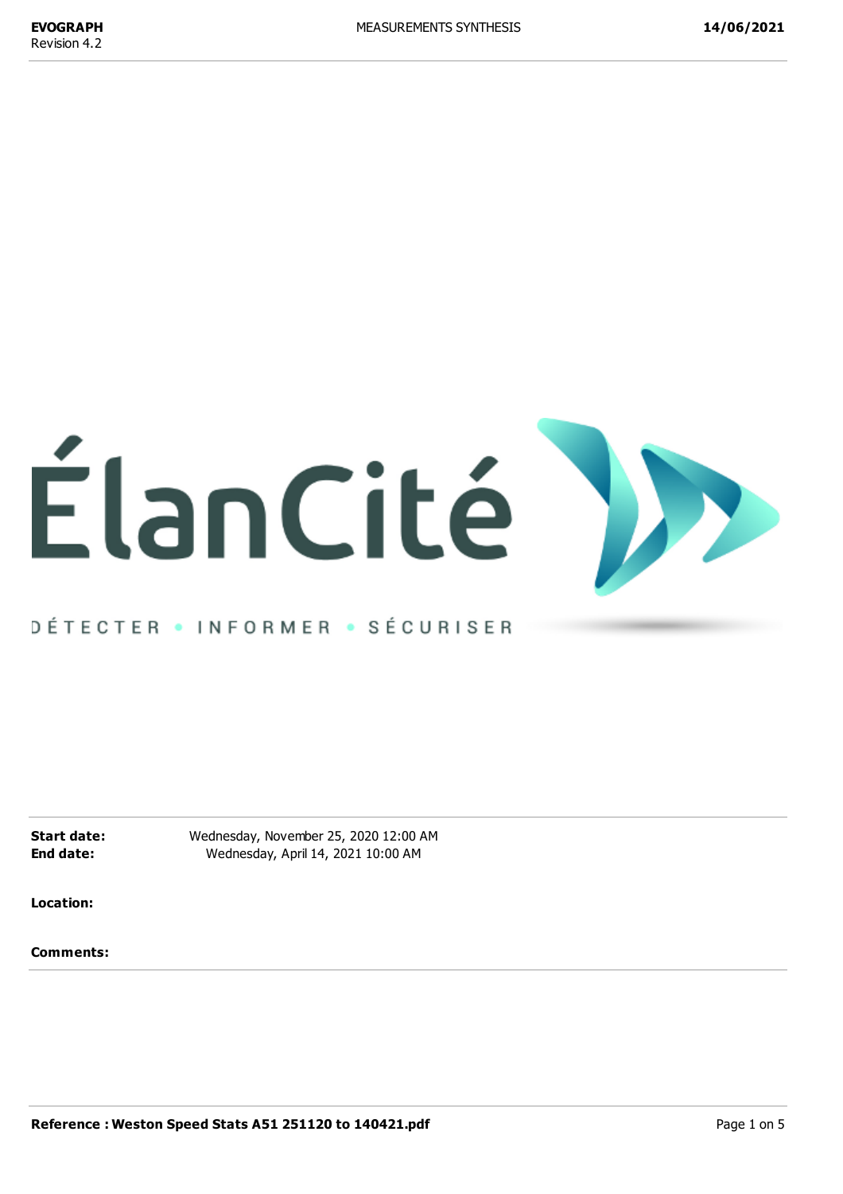ÉlanCité

DÉTECTER • INFORMER • SÉCURISER

**Start date:** Wednesday, November 25, 2020 12:00 AM
**End date:** Wednesday, April 14, 2021 10:00 AM

**Location:**

**Comments:**

**Reference : Weston Speed Stats A51 251120 to 140421.pdf**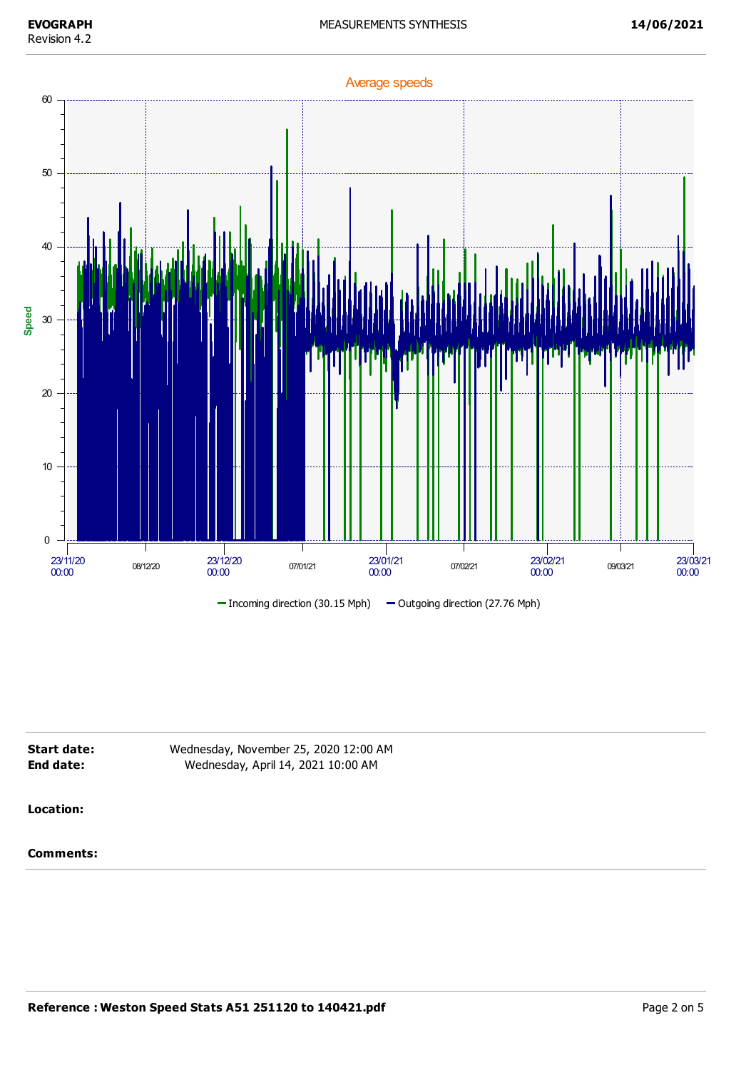Average speeds

Incoming direction (30.15 Mph) — Outgoing direction (27.76 Mph)

**Start date:** Wednesday, November 25, 2020 12:00 AM
**End date:** Wednesday, April 14, 2021 10:00 AM

**Location:**

**Comments:**

**Reference : Weston Speed Stats A51 251120 to 140421.pdf**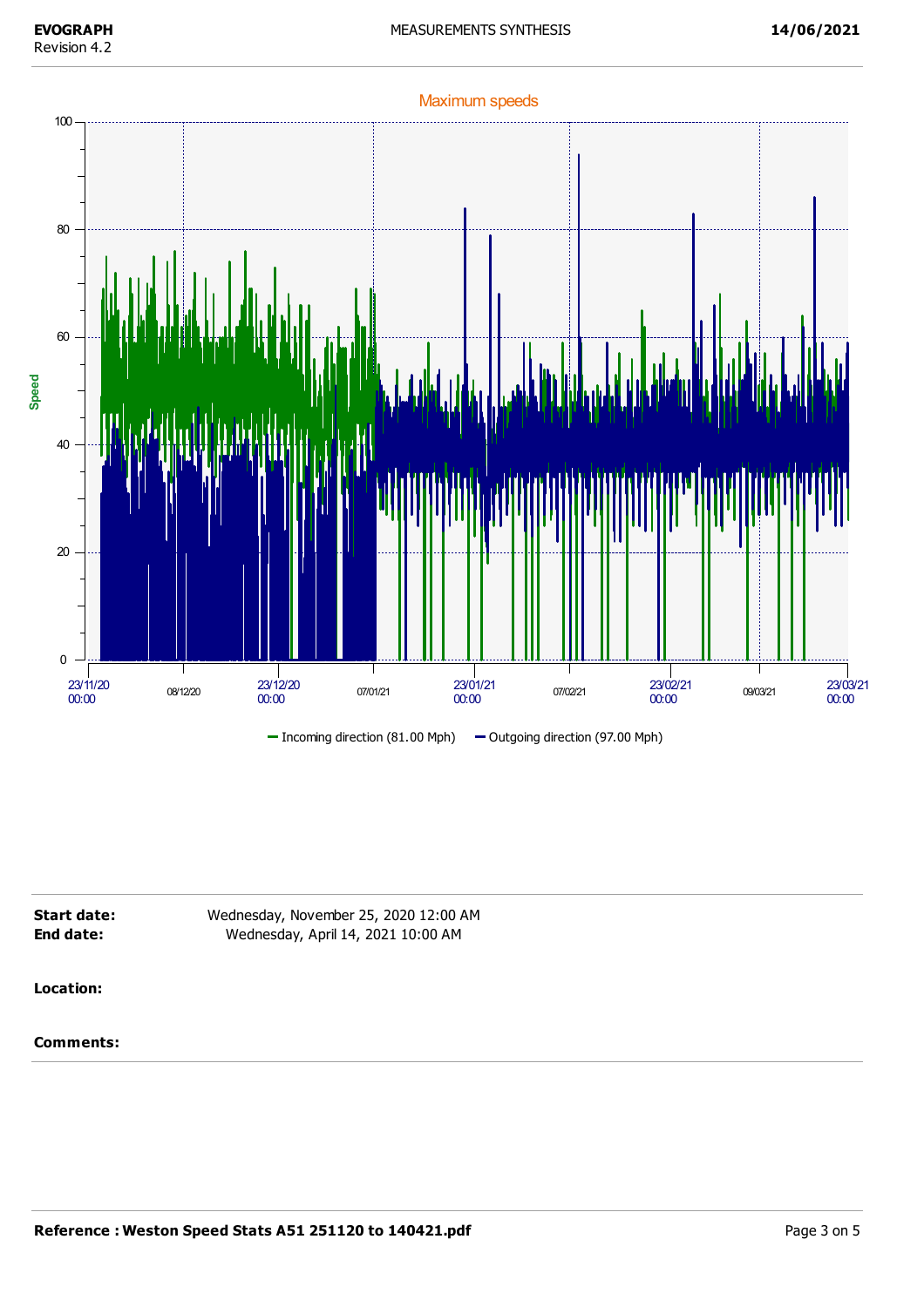## Maximum speeds

Speed

100, 80, 60, 40, 20, 0

23/11/20 00:00 | 08/12/20 | 23/12/20 00:00 | 07/01/21 | 23/01/21 00:00 | 07/02/21 | 23/02/21 00:00 | 09/03/21 | 23/03/21 00:00

Incoming direction (81.00 Mph) — Outgoing direction (97.00 Mph)

**Start date:** Wednesday, November 25, 2020 12:00 AM
**End date:** Wednesday, April 14, 2021 10:00 AM

**Location:**

**Comments:**

**Reference : Weston Speed Stats A51 251120 to 140421.pdf**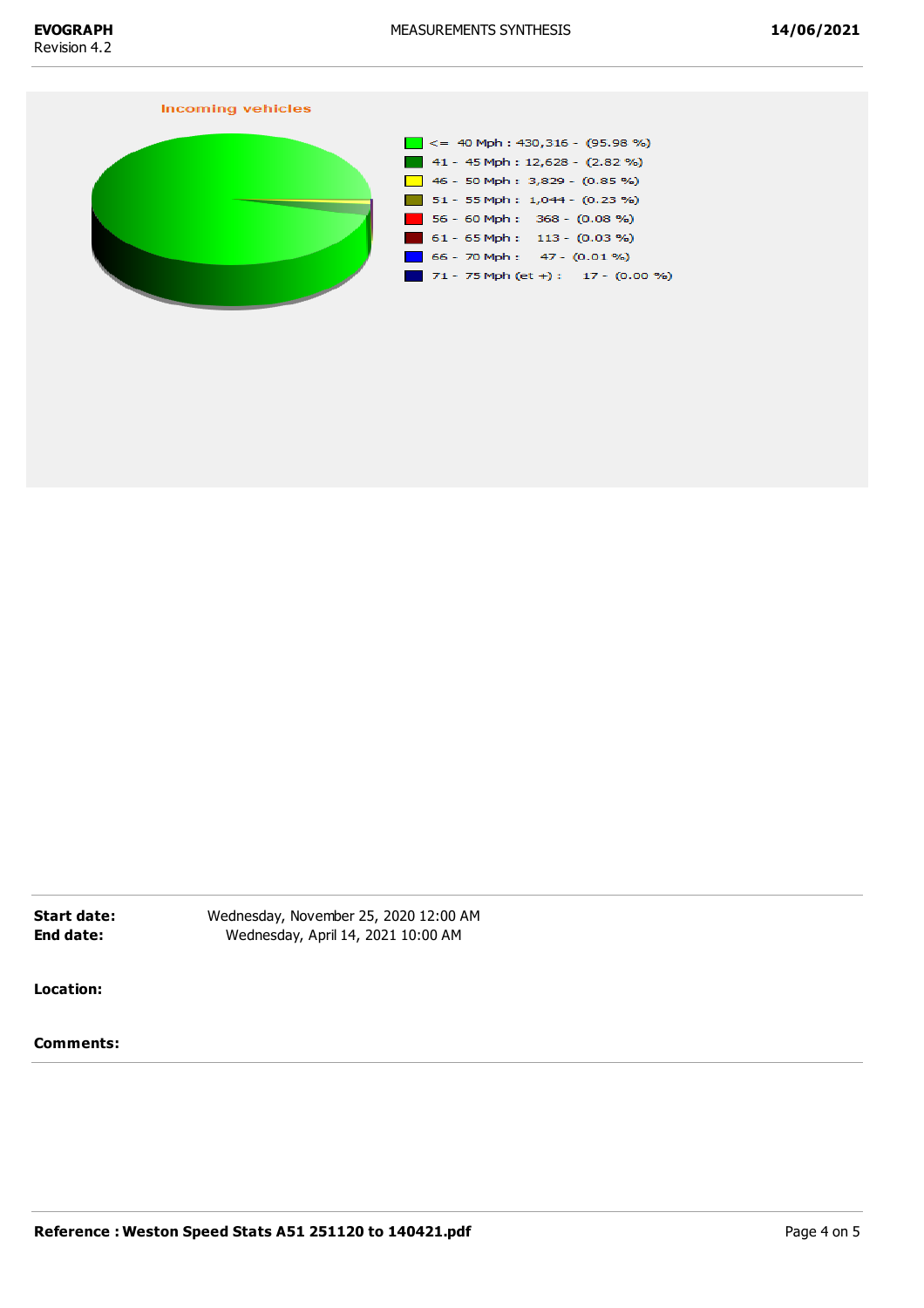Incoming vehicles

| Speed | Vehicles | Percentage |
|---|---|---|
| <= 40 Mph | 430,316 | (95.98 %) |
| 41 - 45 Mph | 12,628 | (2.82 %) |
| 46 - 50 Mph | 3,829 | (0.85 %) |
| 51 - 55 Mph | 1,044 | (0.23 %) |
| 56 - 60 Mph | 368 | (0.08 %) |
| 61 - 65 Mph | 113 | (0.03 %) |
| 66 - 70 Mph | 47 | (0.01 %) |
| 71 - 75 Mph (et +) | 17 | (0.00 %) |

**Start date:** Wednesday, November 25, 2020 12:00 AM
**End date:** Wednesday, April 14, 2021 10:00 AM

**Location:**

**Comments:**

**Reference : Weston Speed Stats A51 251120 to 140421.pdf**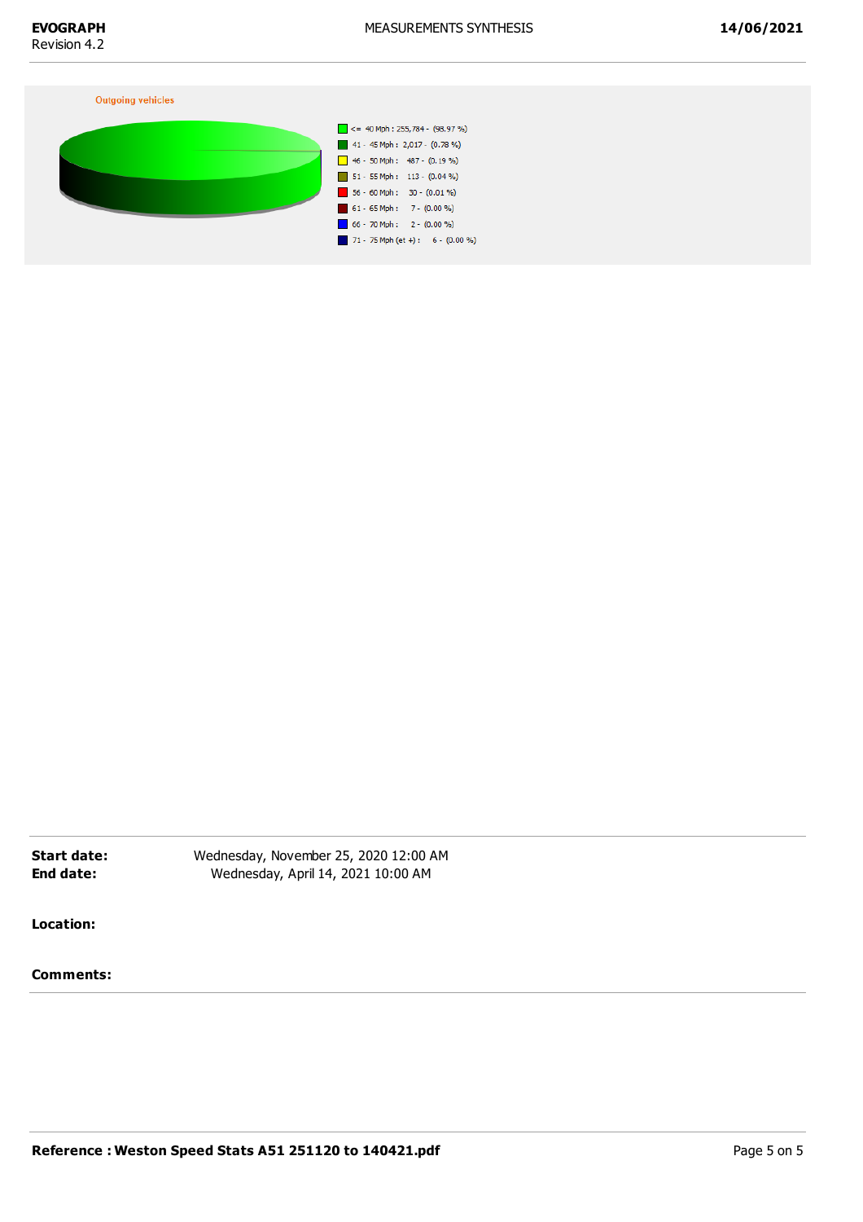Outgoing vehicles

<= 40 Mph : 255,784 - (98.97 %)
41 - 45 Mph : 2,017 - (0.78 %)
46 - 50 Mph : 487 - (0.19 %)
51 - 55 Mph : 113 - (0.04 %)
56 - 60 Mph : 30 - (0.01 %)
61 - 65 Mph : 7 - (0.00 %)
66 - 70 Mph : 2 - (0.00 %)
71 - 75 Mph (et +) : 6 - (0.00 %)

**Start date:** Wednesday, November 25, 2020 12:00 AM
**End date:** Wednesday, April 14, 2021 10:00 AM

**Location:**

**Comments:**

**Reference : Weston Speed Stats A51 251120 to 140421.pdf**